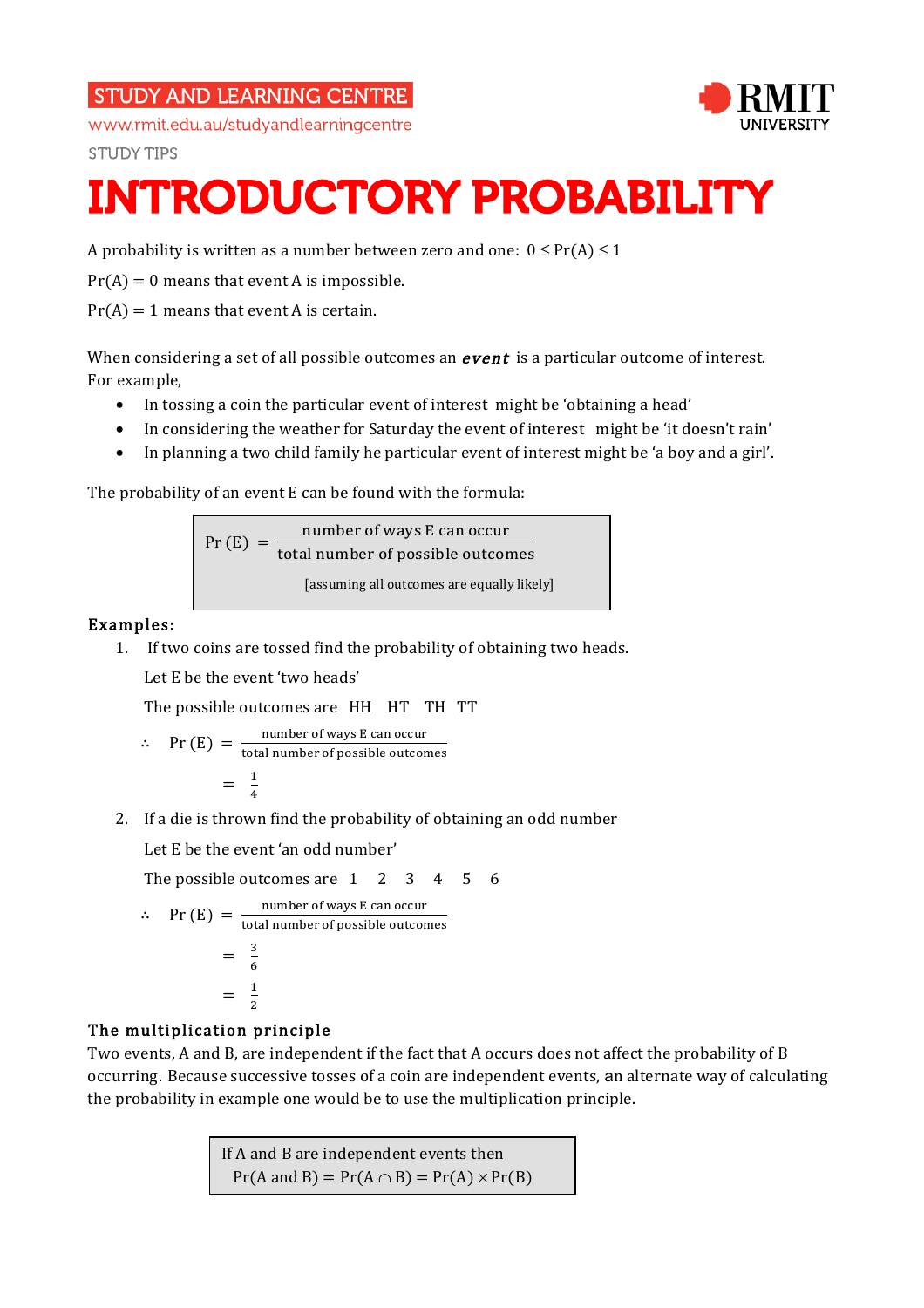STUDY AND LEARNING CENTRE

www.rmit.edu.au/studyandlearningcentre

STUDY TIPS

# INTRODUCTORY PROBABILITY

A probability is written as a number between zero and one: $0 \le \Pr(A) \le 1$

$\Pr(A) = 0$ means that event A is impossible.

$\Pr(A) = 1$ means that event A is certain.

When considering a set of all possible outcomes an ***event*** is a particular outcome of interest. For example,

- In tossing a coin the particular event of interest might be 'obtaining a head'
- In considering the weather for Saturday the event of interest might be 'it doesn't rain'
- In planning a two child family he particular event of interest might be 'a boy and a girl'.

The probability of an event E can be found with the formula:

$$\Pr(E) = \frac{\text{number of ways E can occur}}{\text{total number of possible outcomes}}$$

[assuming all outcomes are equally likely]

### Examples:

1. If two coins are tossed find the probability of obtaining two heads.

   Let E be the event 'two heads'

   The possible outcomes are HH HT TH TT

   $$\therefore \Pr(E) = \frac{\text{number of ways E can occur}}{\text{total number of possible outcomes}}$$

   $$= \frac{1}{4}$$

2. If a die is thrown find the probability of obtaining an odd number

   Let E be the event 'an odd number'

   The possible outcomes are 1 2 3 4 5 6

   $$\therefore \Pr(E) = \frac{\text{number of ways E can occur}}{\text{total number of possible outcomes}}$$

   $$= \frac{3}{6}$$

   $$= \frac{1}{2}$$

### The multiplication principle

Two events, A and B, are independent if the fact that A occurs does not affect the probability of B occurring. Because successive tosses of a coin are independent events, an alternate way of calculating the probability in example one would be to use the multiplication principle.

If A and B are independent events then

$$\Pr(A \text{ and } B) = \Pr(A \cap B) = \Pr(A) \times \Pr(B)$$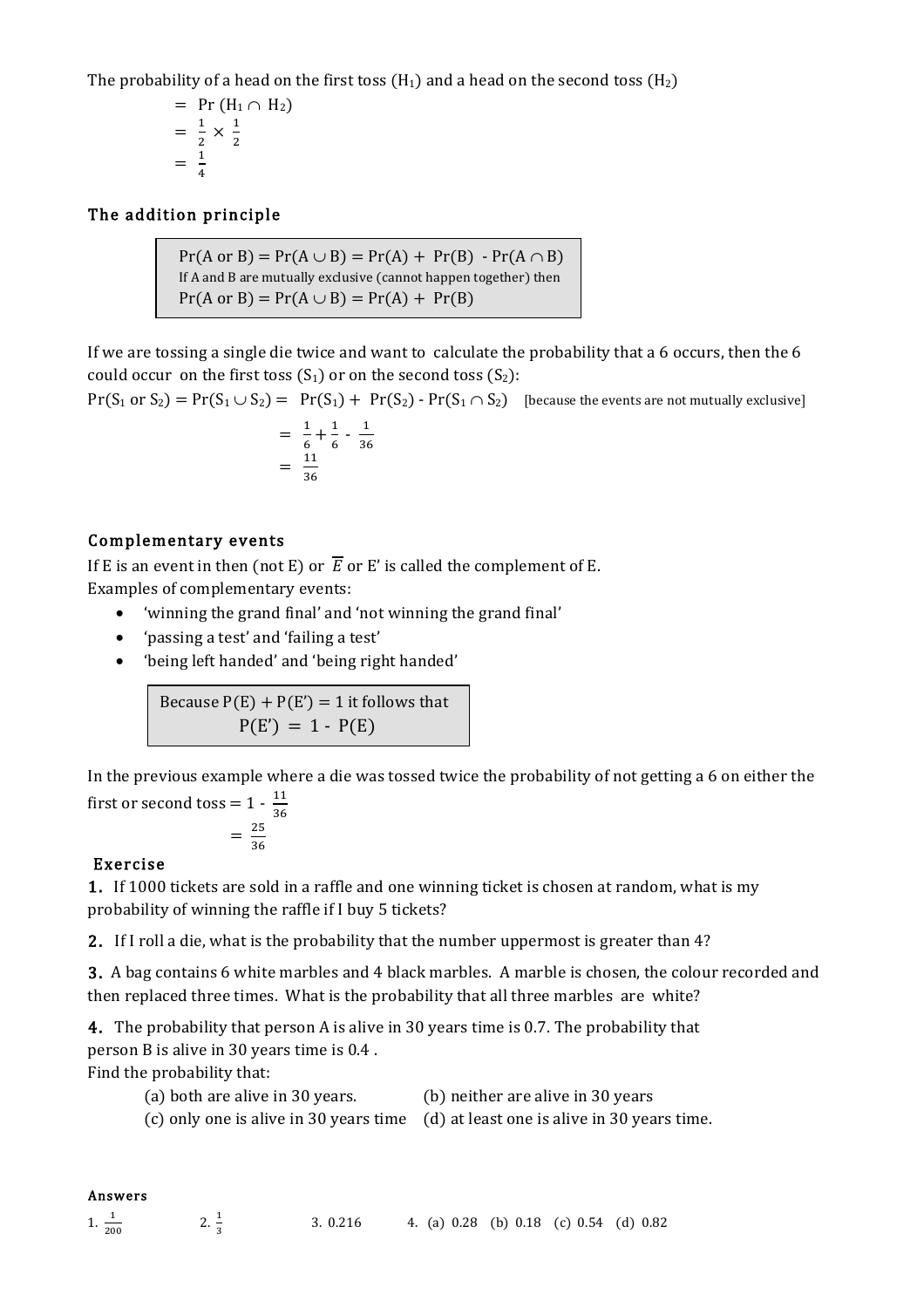The probability of a head on the first toss ($H_1$) and a head on the second toss ($H_2$)

$$= \Pr(H_1 \cap H_2)$$
$$= \frac{1}{2} \times \frac{1}{2}$$
$$= \frac{1}{4}$$

## The addition principle

> $\Pr(A \text{ or } B) = \Pr(A \cup B) = \Pr(A) + \Pr(B) - \Pr(A \cap B)$
> If A and B are mutually exclusive (cannot happen together) then
> $\Pr(A \text{ or } B) = \Pr(A \cup B) = \Pr(A) + \Pr(B)$

If we are tossing a single die twice and want to calculate the probability that a 6 occurs, then the 6 could occur on the first toss ($S_1$) or on the second toss ($S_2$):

$\Pr(S_1 \text{ or } S_2) = \Pr(S_1 \cup S_2) = \Pr(S_1) + \Pr(S_2) - \Pr(S_1 \cap S_2)$ [because the events are not mutually exclusive]

$$= \frac{1}{6} + \frac{1}{6} - \frac{1}{36}$$
$$= \frac{11}{36}$$

## Complementary events

If E is an event in then (not E) or $\overline{E}$ or E' is called the complement of E.

Examples of complementary events:

- 'winning the grand final' and 'not winning the grand final'
- 'passing a test' and 'failing a test'
- 'being left handed' and 'being right handed'

> Because $P(E) + P(E') = 1$ it follows that
> $P(E') = 1 - P(E)$

In the previous example where a die was tossed twice the probability of not getting a 6 on either the first or second toss $= 1 - \frac{11}{36}$

$$= \frac{25}{36}$$

## Exercise

**1.** If 1000 tickets are sold in a raffle and one winning ticket is chosen at random, what is my probability of winning the raffle if I buy 5 tickets?

**2.** If I roll a die, what is the probability that the number uppermost is greater than 4?

**3.** A bag contains 6 white marbles and 4 black marbles. A marble is chosen, the colour recorded and then replaced three times. What is the probability that all three marbles are white?

**4.** The probability that person A is alive in 30 years time is 0.7. The probability that person B is alive in 30 years time is 0.4 .

Find the probability that:

(a) both are alive in 30 years.
(b) neither are alive in 30 years
(c) only one is alive in 30 years time
(d) at least one is alive in 30 years time.

### Answers

1. $\frac{1}{200}$ 2. $\frac{1}{3}$ 3. 0.216 4. (a) 0.28 (b) 0.18 (c) 0.54 (d) 0.82